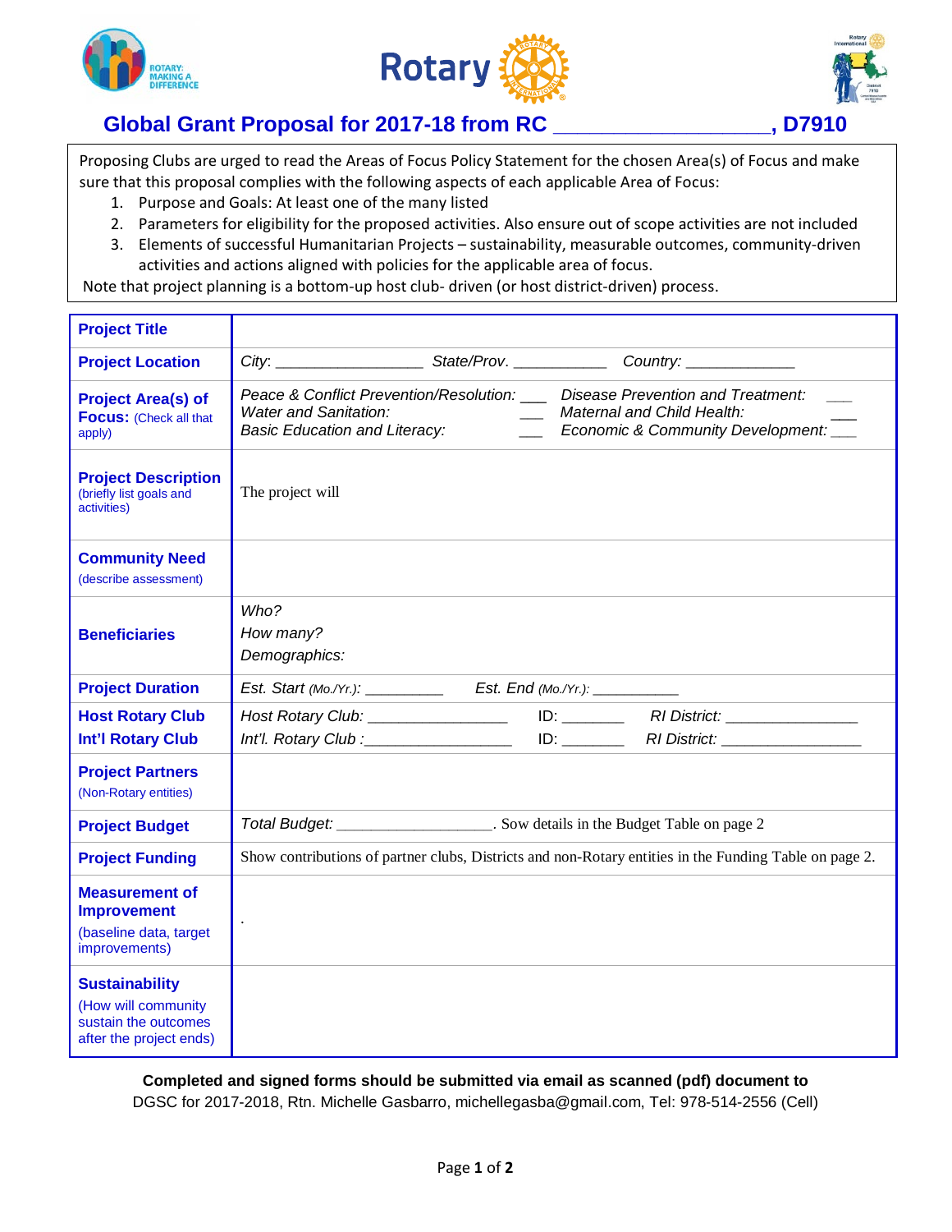# Global Grant Proposal for 2017-18 from RC ___________________, D7910

Proposing Clubs are urged to read the Areas of Focus Policy Statement for the chosen Area(s) of Focus and make sure that this proposal complies with the following aspects of each applicable Area of Focus:

1. Purpose and Goals: At least one of the many listed
2. Parameters for eligibility for the proposed activities. Also ensure out of scope activities are not included
3. Elements of successful Humanitarian Projects – sustainability, measurable outcomes, community-driven activities and actions aligned with policies for the applicable area of focus.

Note that project planning is a bottom-up host club- driven (or host district-driven) process.

| | |
|---|---|
| **Project Title** | |
| **Project Location** | *City*: _________________ *State/Prov*. ___________ *Country:* _____________ |
| **Project Area(s) of Focus:** (Check all that apply) | *Peace & Conflict Prevention/Resolution:* ___ *Disease Prevention and Treatment:* ___<br>*Water and Sanitation:* ___ *Maternal and Child Health:* ___<br>*Basic Education and Literacy:* ___ *Economic & Community Development:* ___ |
| **Project Description** (briefly list goals and activities) | The project will |
| **Community Need** (describe assessment) | |
| **Beneficiaries** | *Who?*<br>*How many?*<br>*Demographics:* |
| **Project Duration** | *Est. Start (Mo./Yr.):* _________ *Est. End (Mo./Yr.):* __________ |
| **Host Rotary Club**<br>**Int'l Rotary Club** | *Host Rotary Club:* ________________ ID: _______ *RI District:* ________________<br>*Int'l. Rotary Club :*_________________ ID: _______ *RI District:* ________________ |
| **Project Partners** (Non-Rotary entities) | |
| **Project Budget** | *Total Budget:* ___________________. Sow details in the Budget Table on page 2 |
| **Project Funding** | Show contributions of partner clubs, Districts and non-Rotary entities in the Funding Table on page 2. |
| **Measurement of Improvement** (baseline data, target improvements) | . |
| **Sustainability** (How will community sustain the outcomes after the project ends) | |

**Completed and signed forms should be submitted via email as scanned (pdf) document to**
DGSC for 2017-2018, Rtn. Michelle Gasbarro, michellegasba@gmail.com, Tel: 978-514-2556 (Cell)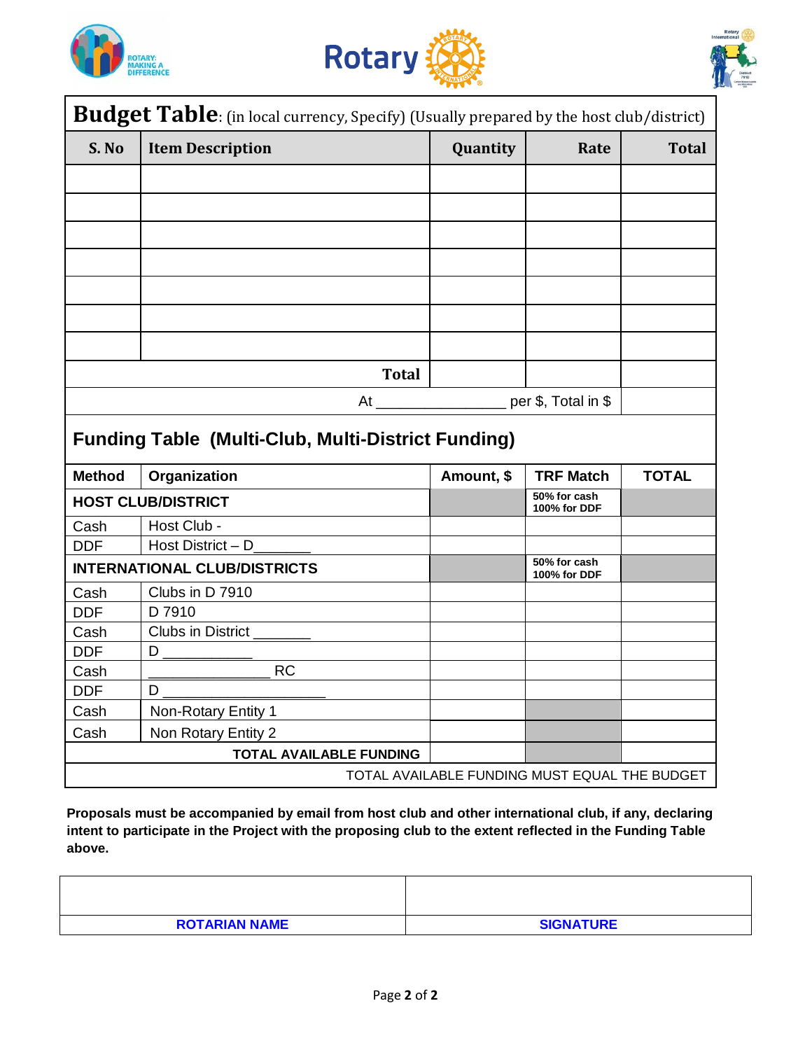## Budget Table: (in local currency, Specify) (Usually prepared by the host club/district)

| S. No | Item Description | Quantity | Rate | Total |
|---|---|---|---|---|
| | | | | |
| | | | | |
| | | | | |
| | | | | |
| | | | | |
| | | | | |
| | | | | |
| | Total | | | |
| | At ________________ per $, Total in $ | | | |

## Funding Table (Multi-Club, Multi-District Funding)

| Method | Organization | Amount, $ | TRF Match | TOTAL |
|---|---|---|---|---|
| HOST CLUB/DISTRICT | | | 50% for cash 100% for DDF | |
| Cash | Host Club - | | | |
| DDF | Host District – D_______ | | | |
| INTERNATIONAL CLUB/DISTRICTS | | | 50% for cash 100% for DDF | |
| Cash | Clubs in D 7910 | | | |
| DDF | D 7910 | | | |
| Cash | Clubs in District _______ | | | |
| DDF | D ___________ | | | |
| Cash | _______________ RC | | | |
| DDF | D ______________________ | | | |
| Cash | Non-Rotary Entity 1 | | | |
| Cash | Non Rotary Entity 2 | | | |
| TOTAL AVAILABLE FUNDING | | | | |
| TOTAL AVAILABLE FUNDING MUST EQUAL THE BUDGET | | | | |

**Proposals must be accompanied by email from host club and other international club, if any, declaring intent to participate in the Project with the proposing club to the extent reflected in the Funding Table above.**

| | |
|---|---|
| | |
| ROTARIAN NAME | SIGNATURE |